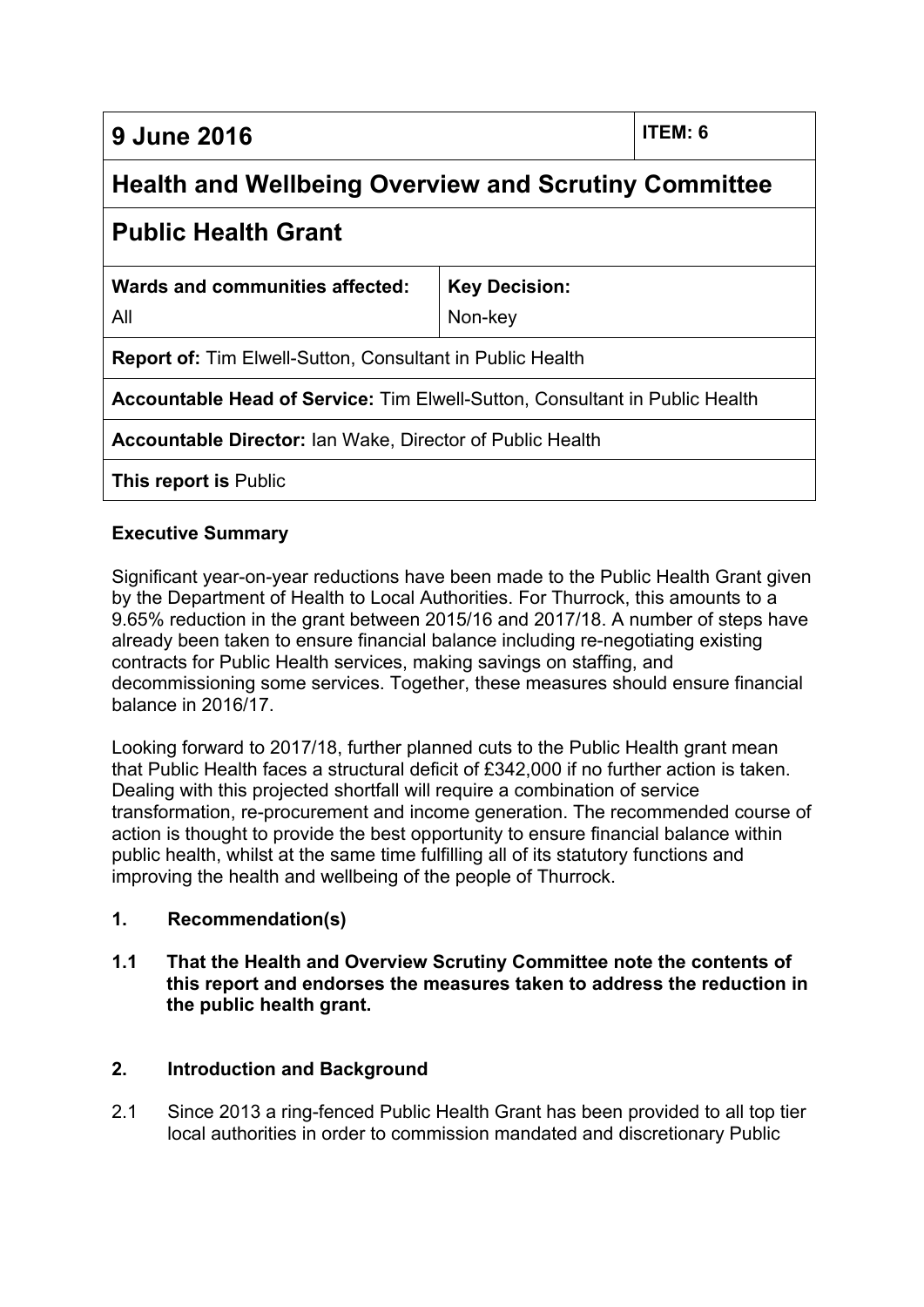| 9 June 2016 | | ITEM: 6 |
|---|---|---|
| **Health and Wellbeing Overview and Scrutiny Committee** | | |
| **Public Health Grant** | | |
| **Wards and communities affected:** All | **Key Decision:** Non-key | |
| **Report of:** Tim Elwell-Sutton, Consultant in Public Health | | |
| **Accountable Head of Service:** Tim Elwell-Sutton, Consultant in Public Health | | |
| **Accountable Director:** Ian Wake, Director of Public Health | | |
| **This report is** Public | | |

**Executive Summary**

Significant year-on-year reductions have been made to the Public Health Grant given by the Department of Health to Local Authorities. For Thurrock, this amounts to a 9.65% reduction in the grant between 2015/16 and 2017/18. A number of steps have already been taken to ensure financial balance including re-negotiating existing contracts for Public Health services, making savings on staffing, and decommissioning some services. Together, these measures should ensure financial balance in 2016/17.

Looking forward to 2017/18, further planned cuts to the Public Health grant mean that Public Health faces a structural deficit of £342,000 if no further action is taken. Dealing with this projected shortfall will require a combination of service transformation, re-procurement and income generation. The recommended course of action is thought to provide the best opportunity to ensure financial balance within public health, whilst at the same time fulfilling all of its statutory functions and improving the health and wellbeing of the people of Thurrock.

## 1. Recommendation(s)

**1.1 That the Health and Overview Scrutiny Committee note the contents of this report and endorses the measures taken to address the reduction in the public health grant.**

## 2. Introduction and Background

2.1 Since 2013 a ring-fenced Public Health Grant has been provided to all top tier local authorities in order to commission mandated and discretionary Public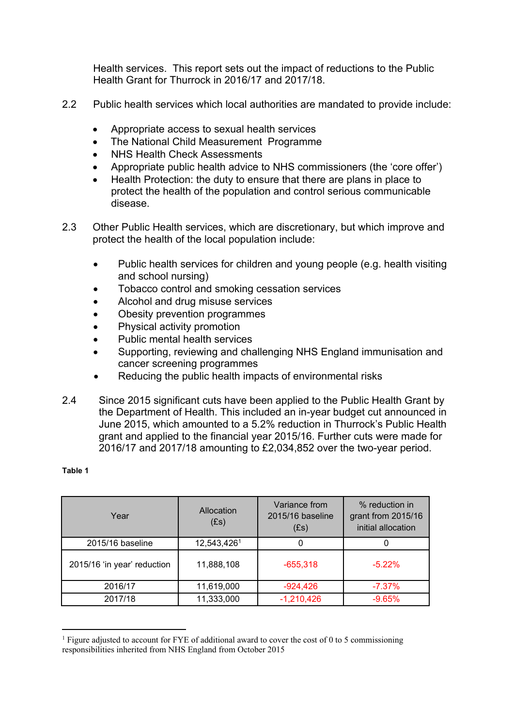Health services. This report sets out the impact of reductions to the Public Health Grant for Thurrock in 2016/17 and 2017/18.

2.2 Public health services which local authorities are mandated to provide include:

- Appropriate access to sexual health services
- The National Child Measurement Programme
- NHS Health Check Assessments
- Appropriate public health advice to NHS commissioners (the 'core offer')
- Health Protection: the duty to ensure that there are plans in place to protect the health of the population and control serious communicable disease.

2.3 Other Public Health services, which are discretionary, but which improve and protect the health of the local population include:

- Public health services for children and young people (e.g. health visiting and school nursing)
- Tobacco control and smoking cessation services
- Alcohol and drug misuse services
- Obesity prevention programmes
- Physical activity promotion
- Public mental health services
- Supporting, reviewing and challenging NHS England immunisation and cancer screening programmes
- Reducing the public health impacts of environmental risks

2.4 Since 2015 significant cuts have been applied to the Public Health Grant by the Department of Health. This included an in-year budget cut announced in June 2015, which amounted to a 5.2% reduction in Thurrock's Public Health grant and applied to the financial year 2015/16. Further cuts were made for 2016/17 and 2017/18 amounting to £2,034,852 over the two-year period.

**Table 1**

| Year | Allocation (£s) | Variance from 2015/16 baseline (£s) | % reduction in grant from 2015/16 initial allocation |
|---|---|---|---|
| 2015/16 baseline | 12,543,426[1] | 0 | 0 |
| 2015/16 'in year' reduction | 11,888,108 | -655,318 | -5.22% |
| 2016/17 | 11,619,000 | -924,426 | -7.37% |
| 2017/18 | 11,333,000 | -1,210,426 | -9.65% |

[1] Figure adjusted to account for FYE of additional award to cover the cost of 0 to 5 commissioning responsibilities inherited from NHS England from October 2015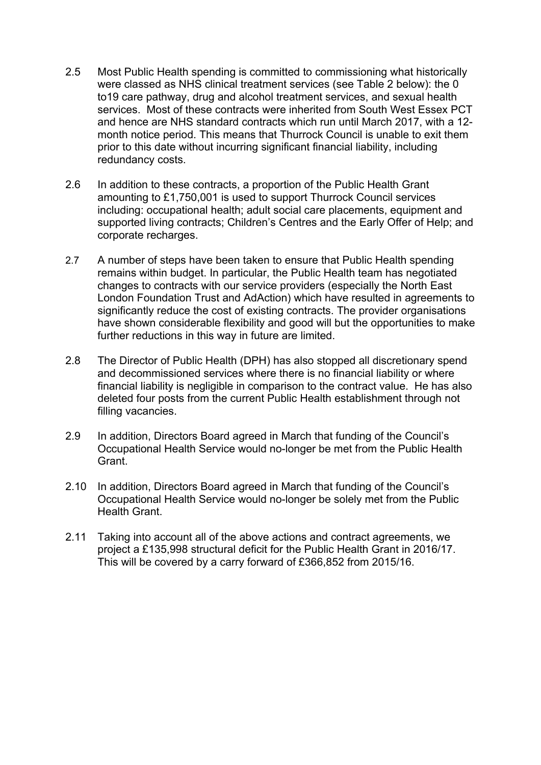2.5 Most Public Health spending is committed to commissioning what historically were classed as NHS clinical treatment services (see Table 2 below): the 0 to19 care pathway, drug and alcohol treatment services, and sexual health services. Most of these contracts were inherited from South West Essex PCT and hence are NHS standard contracts which run until March 2017, with a 12-month notice period. This means that Thurrock Council is unable to exit them prior to this date without incurring significant financial liability, including redundancy costs.

2.6 In addition to these contracts, a proportion of the Public Health Grant amounting to £1,750,001 is used to support Thurrock Council services including: occupational health; adult social care placements, equipment and supported living contracts; Children's Centres and the Early Offer of Help; and corporate recharges.

2.7 A number of steps have been taken to ensure that Public Health spending remains within budget. In particular, the Public Health team has negotiated changes to contracts with our service providers (especially the North East London Foundation Trust and AdAction) which have resulted in agreements to significantly reduce the cost of existing contracts. The provider organisations have shown considerable flexibility and good will but the opportunities to make further reductions in this way in future are limited.

2.8 The Director of Public Health (DPH) has also stopped all discretionary spend and decommissioned services where there is no financial liability or where financial liability is negligible in comparison to the contract value. He has also deleted four posts from the current Public Health establishment through not filling vacancies.

2.9 In addition, Directors Board agreed in March that funding of the Council's Occupational Health Service would no-longer be met from the Public Health Grant.

2.10 In addition, Directors Board agreed in March that funding of the Council's Occupational Health Service would no-longer be solely met from the Public Health Grant.

2.11 Taking into account all of the above actions and contract agreements, we project a £135,998 structural deficit for the Public Health Grant in 2016/17. This will be covered by a carry forward of £366,852 from 2015/16.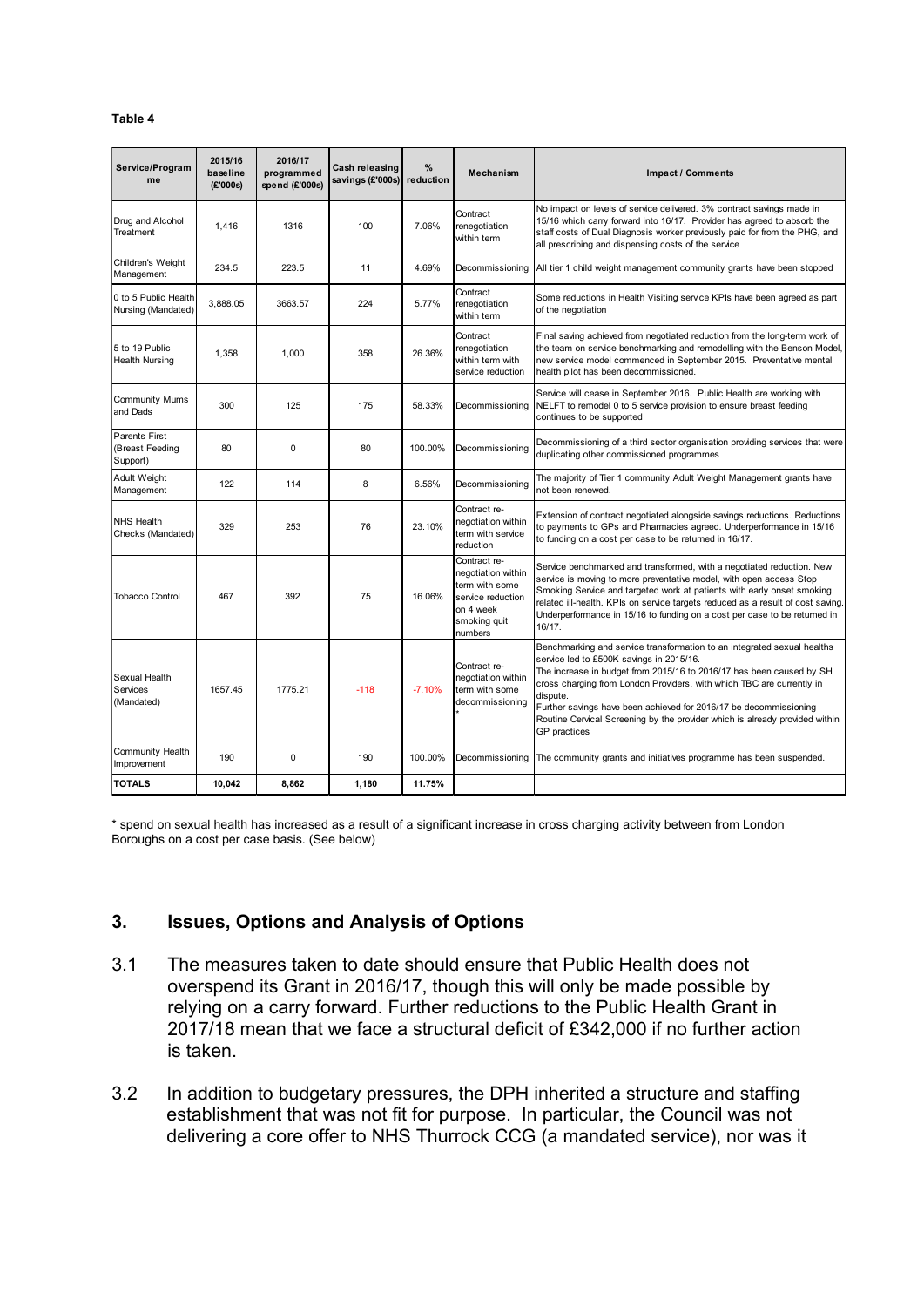**Table 4**

| Service/Programme | 2015/16 baseline (£'000s) | 2016/17 programmed spend (£'000s) | Cash releasing savings (£'000s) | % reduction | Mechanism | Impact / Comments |
|---|---|---|---|---|---|---|
| Drug and Alcohol Treatment | 1,416 | 1316 | 100 | 7.06% | Contract renegotiation within term | No impact on levels of service delivered. 3% contract savings made in 15/16 which carry forward into 16/17. Provider has agreed to absorb the staff costs of Dual Diagnosis worker previously paid for from the PHG, and all prescribing and dispensing costs of the service |
| Children's Weight Management | 234.5 | 223.5 | 11 | 4.69% | Decommissioning | All tier 1 child weight management community grants have been stopped |
| 0 to 5 Public Health Nursing (Mandated) | 3,888.05 | 3663.57 | 224 | 5.77% | Contract renegotiation within term | Some reductions in Health Visiting service KPIs have been agreed as part of the negotiation |
| 5 to 19 Public Health Nursing | 1,358 | 1,000 | 358 | 26.36% | Contract renegotiation within term with service reduction | Final saving achieved from negotiated reduction from the long-term work of the team on service benchmarking and remodelling with the Benson Model, new service model commenced in September 2015. Preventative mental health pilot has been decommissioned. |
| Community Mums and Dads | 300 | 125 | 175 | 58.33% | Decommissioning | Service will cease in September 2016. Public Health are working with NELFT to remodel 0 to 5 service provision to ensure breast feeding continues to be supported |
| Parents First (Breast Feeding Support) | 80 | 0 | 80 | 100.00% | Decommissioning | Decommissioning of a third sector organisation providing services that were duplicating other commissioned programmes |
| Adult Weight Management | 122 | 114 | 8 | 6.56% | Decommissioning | The majority of Tier 1 community Adult Weight Management grants have not been renewed. |
| NHS Health Checks (Mandated) | 329 | 253 | 76 | 23.10% | Contract re-negotiation within term with service reduction | Extension of contract negotiated alongside savings reductions. Reductions to payments to GPs and Pharmacies agreed. Underperformance in 15/16 to funding on a cost per case to be returned in 16/17. |
| Tobacco Control | 467 | 392 | 75 | 16.06% | Contract re-negotiation within term with some service reduction on 4 week smoking quit numbers | Service benchmarked and transformed, with a negotiated reduction. New service is moving to more preventative model, with open access Stop Smoking Service and targeted work at patients with early onset smoking related ill-health. KPIs on service targets reduced as a result of cost saving. Underperformance in 15/16 to funding on a cost per case to be returned in 16/17. |
| Sexual Health Services (Mandated) | 1657.45 | 1775.21 | -118 | -7.10% | Contract re-negotiation within term with some decommissioning* | Benchmarking and service transformation to an integrated sexual healths service led to £500K savings in 2015/16. The increase in budget from 2015/16 to 2016/17 has been caused by SH cross charging from London Providers, with which TBC are currently in dispute. Further savings have been achieved for 2016/17 be decommissioning Routine Cervical Screening by the provider which is already provided within GP practices |
| Community Health Improvement | 190 | 0 | 190 | 100.00% | Decommissioning | The community grants and initiatives programme has been suspended. |
| **TOTALS** | **10,042** | **8,862** | **1,180** | **11.75%** | | |

\* spend on sexual health has increased as a result of a significant increase in cross charging activity between from London Boroughs on a cost per case basis. (See below)

## 3. Issues, Options and Analysis of Options

3.1 The measures taken to date should ensure that Public Health does not overspend its Grant in 2016/17, though this will only be made possible by relying on a carry forward. Further reductions to the Public Health Grant in 2017/18 mean that we face a structural deficit of £342,000 if no further action is taken.

3.2 In addition to budgetary pressures, the DPH inherited a structure and staffing establishment that was not fit for purpose. In particular, the Council was not delivering a core offer to NHS Thurrock CCG (a mandated service), nor was it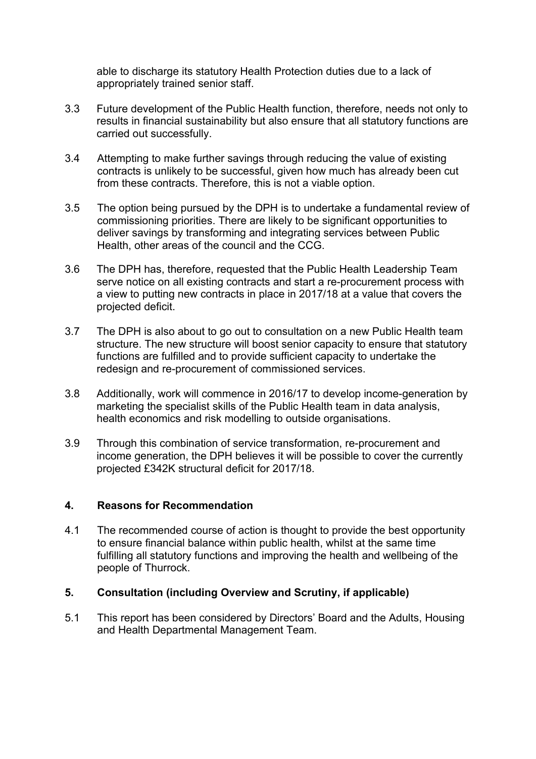able to discharge its statutory Health Protection duties due to a lack of appropriately trained senior staff.

3.3 Future development of the Public Health function, therefore, needs not only to results in financial sustainability but also ensure that all statutory functions are carried out successfully.

3.4 Attempting to make further savings through reducing the value of existing contracts is unlikely to be successful, given how much has already been cut from these contracts. Therefore, this is not a viable option.

3.5 The option being pursued by the DPH is to undertake a fundamental review of commissioning priorities. There are likely to be significant opportunities to deliver savings by transforming and integrating services between Public Health, other areas of the council and the CCG.

3.6 The DPH has, therefore, requested that the Public Health Leadership Team serve notice on all existing contracts and start a re-procurement process with a view to putting new contracts in place in 2017/18 at a value that covers the projected deficit.

3.7 The DPH is also about to go out to consultation on a new Public Health team structure. The new structure will boost senior capacity to ensure that statutory functions are fulfilled and to provide sufficient capacity to undertake the redesign and re-procurement of commissioned services.

3.8 Additionally, work will commence in 2016/17 to develop income-generation by marketing the specialist skills of the Public Health team in data analysis, health economics and risk modelling to outside organisations.

3.9 Through this combination of service transformation, re-procurement and income generation, the DPH believes it will be possible to cover the currently projected £342K structural deficit for 2017/18.

## 4. Reasons for Recommendation

4.1 The recommended course of action is thought to provide the best opportunity to ensure financial balance within public health, whilst at the same time fulfilling all statutory functions and improving the health and wellbeing of the people of Thurrock.

## 5. Consultation (including Overview and Scrutiny, if applicable)

5.1 This report has been considered by Directors' Board and the Adults, Housing and Health Departmental Management Team.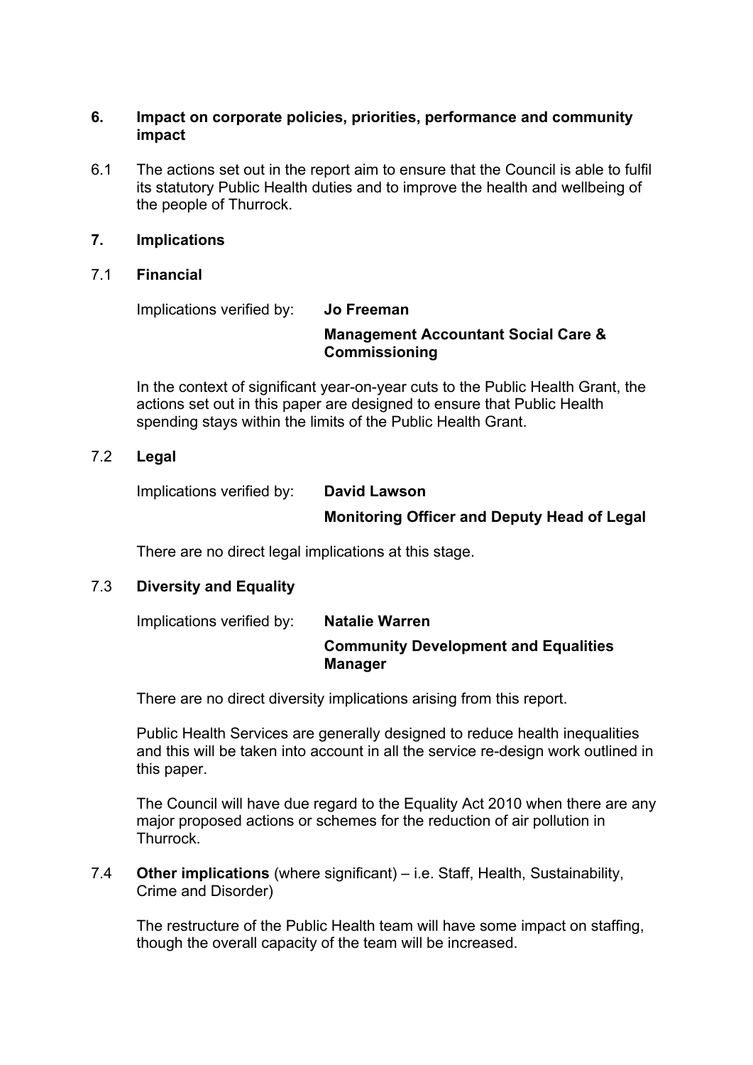## 6. Impact on corporate policies, priorities, performance and community impact

6.1 The actions set out in the report aim to ensure that the Council is able to fulfil its statutory Public Health duties and to improve the health and wellbeing of the people of Thurrock.

## 7. Implications

### 7.1 Financial

Implications verified by: **Jo Freeman**

**Management Accountant Social Care & Commissioning**

In the context of significant year-on-year cuts to the Public Health Grant, the actions set out in this paper are designed to ensure that Public Health spending stays within the limits of the Public Health Grant.

### 7.2 Legal

Implications verified by: **David Lawson**

**Monitoring Officer and Deputy Head of Legal**

There are no direct legal implications at this stage.

### 7.3 Diversity and Equality

Implications verified by: **Natalie Warren**

**Community Development and Equalities Manager**

There are no direct diversity implications arising from this report.

Public Health Services are generally designed to reduce health inequalities and this will be taken into account in all the service re-design work outlined in this paper.

The Council will have due regard to the Equality Act 2010 when there are any major proposed actions or schemes for the reduction of air pollution in Thurrock.

### 7.4 Other implications (where significant) – i.e. Staff, Health, Sustainability, Crime and Disorder)

The restructure of the Public Health team will have some impact on staffing, though the overall capacity of the team will be increased.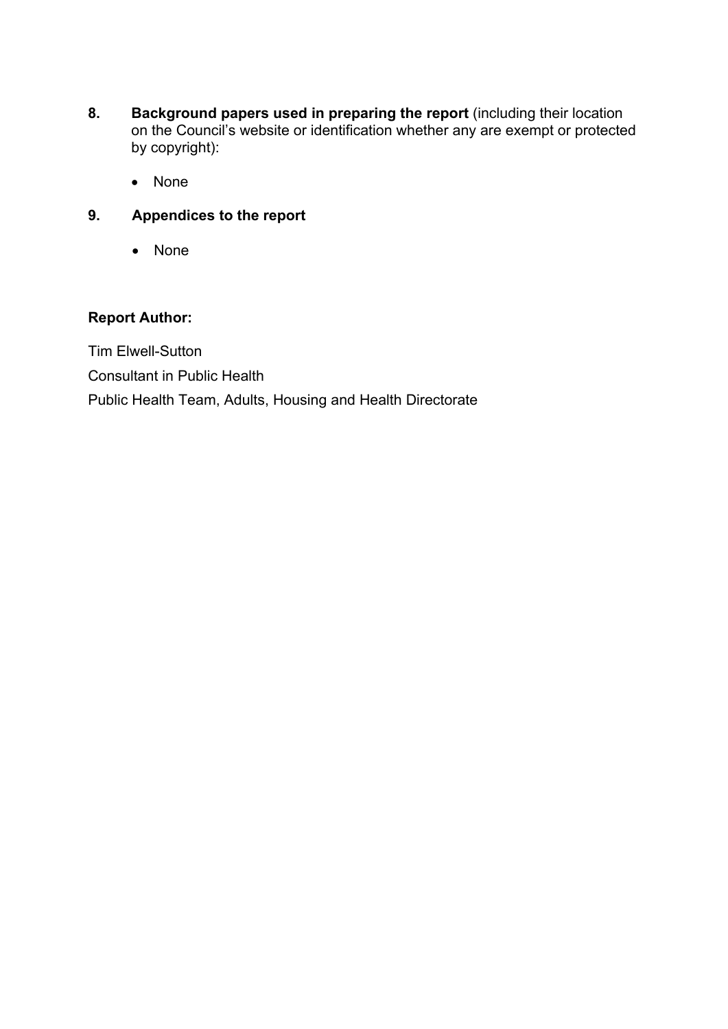**8. Background papers used in preparing the report** (including their location on the Council's website or identification whether any are exempt or protected by copyright):

- None

**9. Appendices to the report**

- None

**Report Author:**

Tim Elwell-Sutton

Consultant in Public Health

Public Health Team, Adults, Housing and Health Directorate